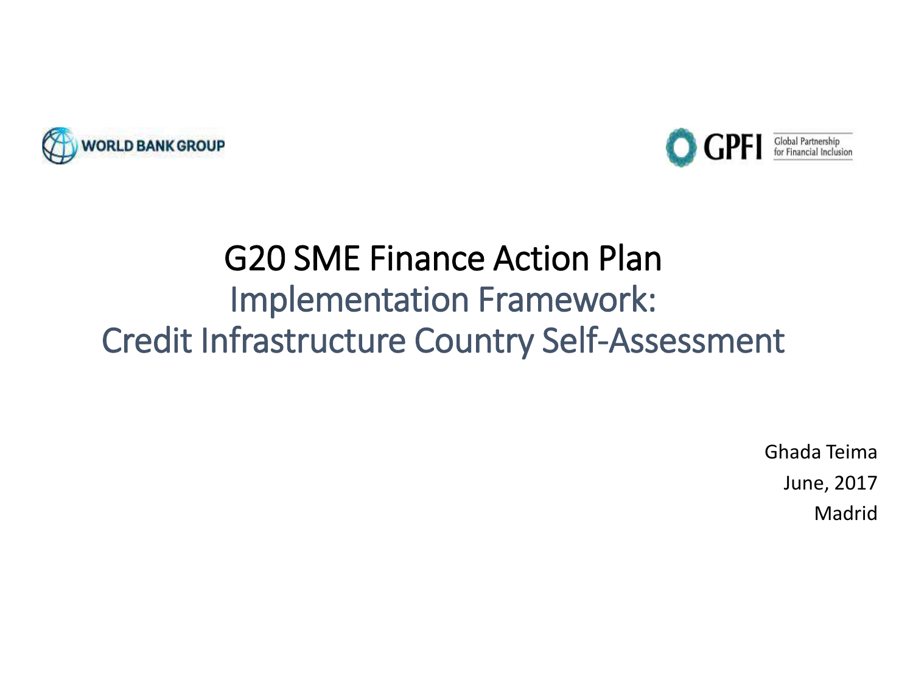WORLD BANK GROUP

GPFI Global Partnership for Financial Inclusion

# G20 SME Finance Action Plan

## Implementation Framework: Credit Infrastructure Country Self-Assessment

Ghada Teima

June, 2017

Madrid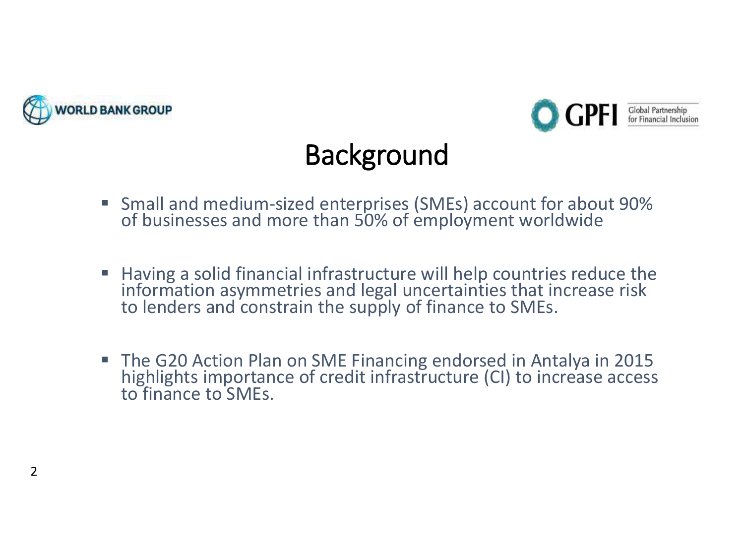# Background

- Small and medium-sized enterprises (SMEs) account for about 90% of businesses and more than 50% of employment worldwide

- Having a solid financial infrastructure will help countries reduce the information asymmetries and legal uncertainties that increase risk to lenders and constrain the supply of finance to SMEs.

- The G20 Action Plan on SME Financing endorsed in Antalya in 2015 highlights importance of credit infrastructure (CI) to increase access to finance to SMEs.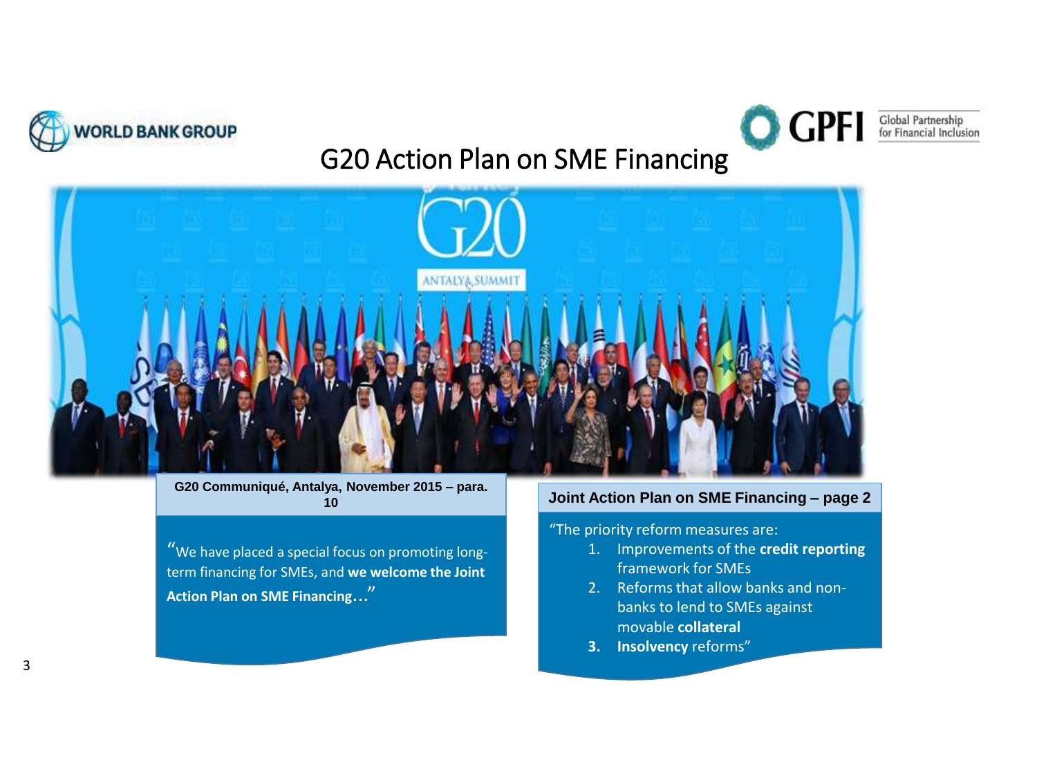# G20 Action Plan on SME Financing

**G20 Communiqué, Antalya, November 2015 – para. 10**

"We have placed a special focus on promoting long-term financing for SMEs, and **we welcome the Joint Action Plan on SME Financing…**"

**Joint Action Plan on SME Financing – page 2**

"The priority reform measures are:

1. Improvements of the **credit reporting** framework for SMEs
2. Reforms that allow banks and non-banks to lend to SMEs against movable **collateral**
3. **Insolvency** reforms"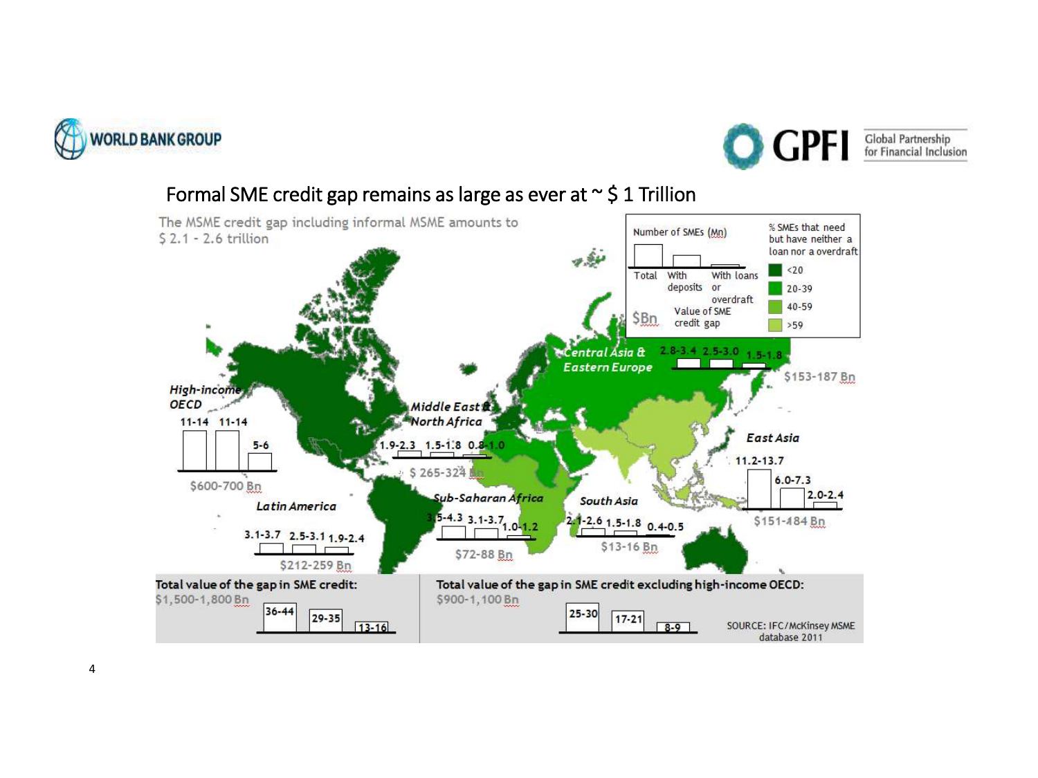# Formal SME credit gap remains as large as ever at ~ $ 1 Trillion

The MSME credit gap including informal MSME amounts to $ 2.1 - 2.6 trillion

| Region | Number of SMEs (Mn): Total | With deposits | With loans or overdraft | Value of SME credit gap ($Bn) |
|---|---|---|---|---|
| High-income OECD | 11-14 | 11-14 | 5-6 | $600-700 Bn |
| Latin America | 3.1-3.7 | 2.5-3.1 | 1.9-2.4 | $212-259 Bn |
| Middle East & North Africa | 1.9-2.3 | 1.5-1.8 | 0.8-1.0 | $ 265-324 Bn |
| Sub-Saharan Africa | 3.5-4.3 | 3.1-3.7 | 1.0-1.2 | $72-88 Bn |
| Central Asia & Eastern Europe | 2.8-3.4 | 2.5-3.0 | 1.5-1.8 | $153-187 Bn |
| South Asia | 2.1-2.6 | 1.5-1.8 | 0.4-0.5 | $13-16 Bn |
| East Asia | 11.2-13.7 | 6.0-7.3 | 2.0-2.4 | $151-184 Bn |

% SMEs that need but have neither a loan nor a overdraft: <20; 20-39; 40-59; >59

**Total value of the gap in SME credit:** $1,500-1,800 Bn — 36-44 | 29-35 | 13-16

**Total value of the gap in SME credit excluding high-income OECD:** $900-1,100 Bn — 25-30 | 17-21 | 8-9

SOURCE: IFC/McKinsey MSME database 2011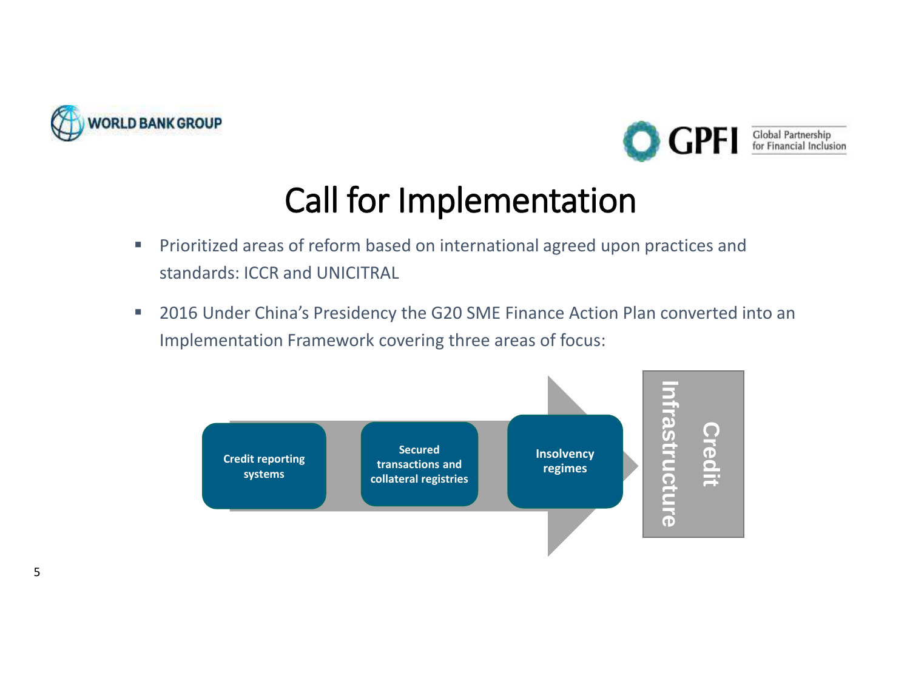# Call for Implementation

- Prioritized areas of reform based on international agreed upon practices and standards: ICCR and UNICITRAL
- 2016 Under China's Presidency the G20 SME Finance Action Plan converted into an Implementation Framework covering three areas of focus:

Credit reporting systems → Secured transactions and collateral registries → Insolvency regimes → Credit Infrastructure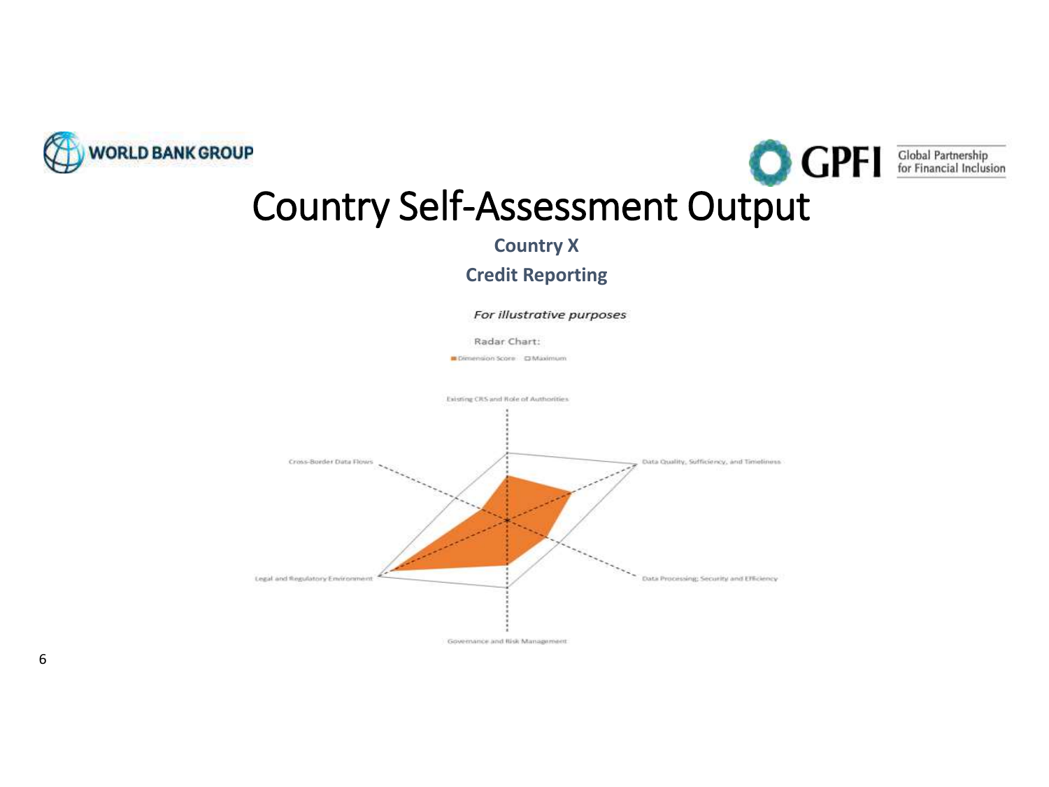# Country Self-Assessment Output

**Country X**

**Credit Reporting**

*For illustrative purposes*

Radar Chart:

Dimension Score □ Maximum

Existing CRS and Role of Authorities

Data Quality, Sufficiency, and Timeliness

Data Processing: Security and Efficiency

Governance and Risk Management

Legal and Regulatory Environment

Cross-Border Data Flows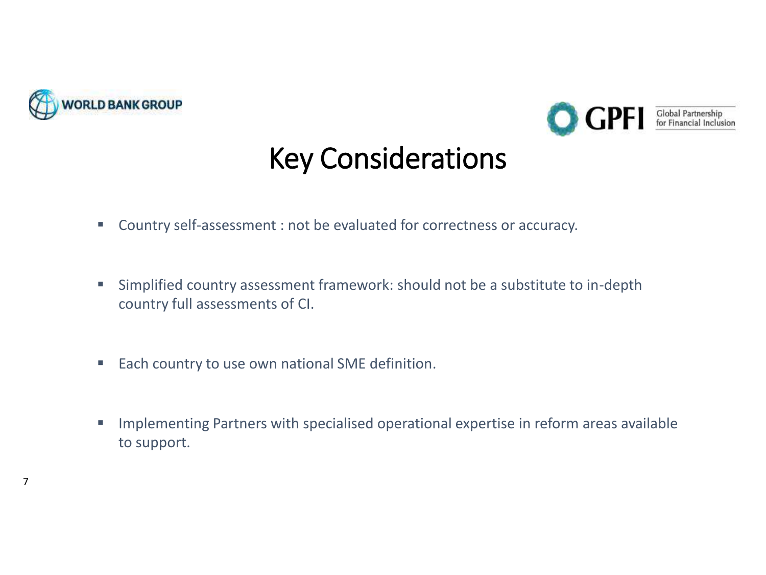# Key Considerations

- Country self-assessment : not be evaluated for correctness or accuracy.
- Simplified country assessment framework: should not be a substitute to in-depth country full assessments of CI.
- Each country to use own national SME definition.
- Implementing Partners with specialised operational expertise in reform areas available to support.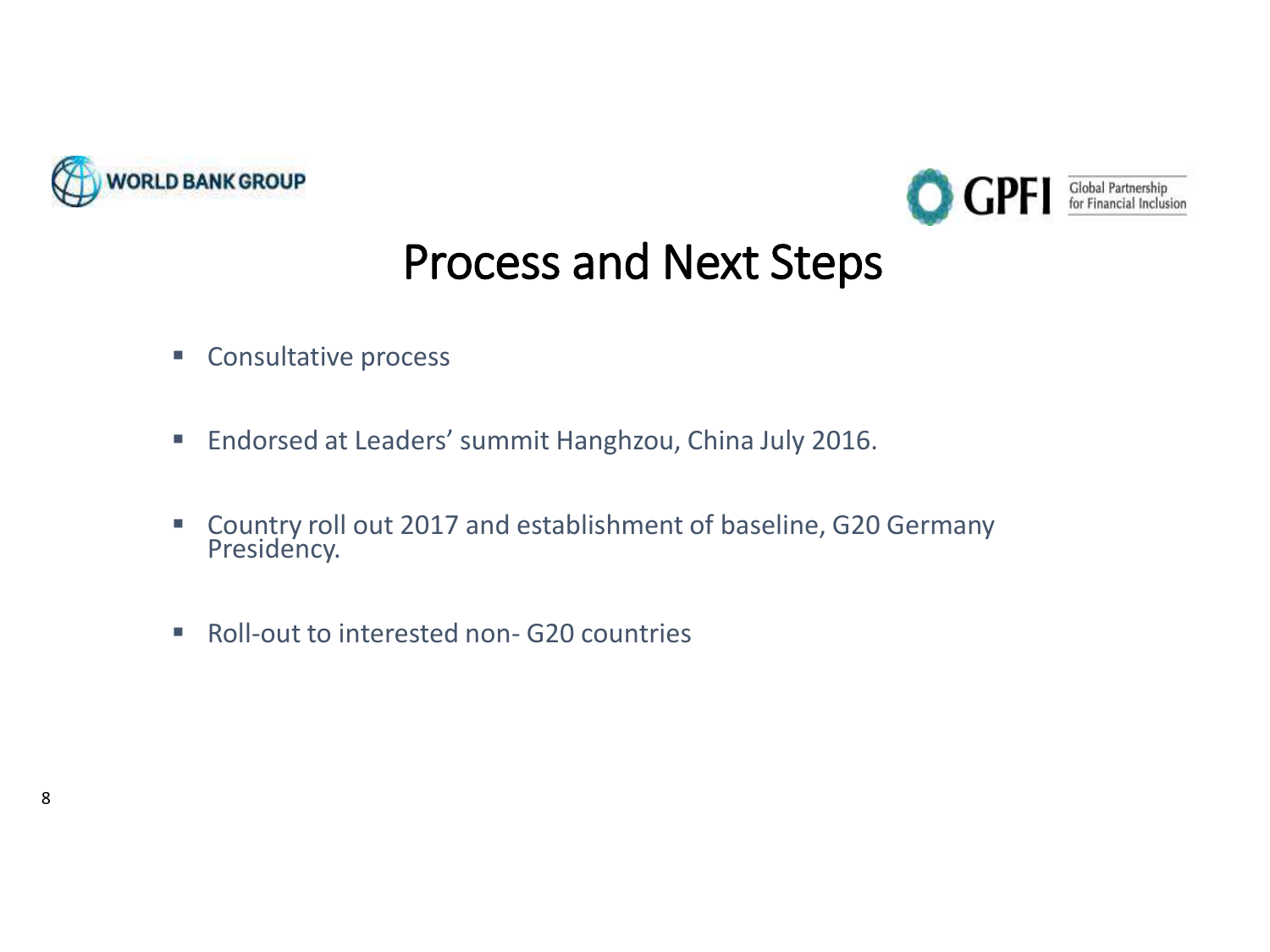# Process and Next Steps

- Consultative process
- Endorsed at Leaders' summit Hanghzou, China July 2016.
- Country roll out 2017 and establishment of baseline, G20 Germany Presidency.
- Roll-out to interested non- G20 countries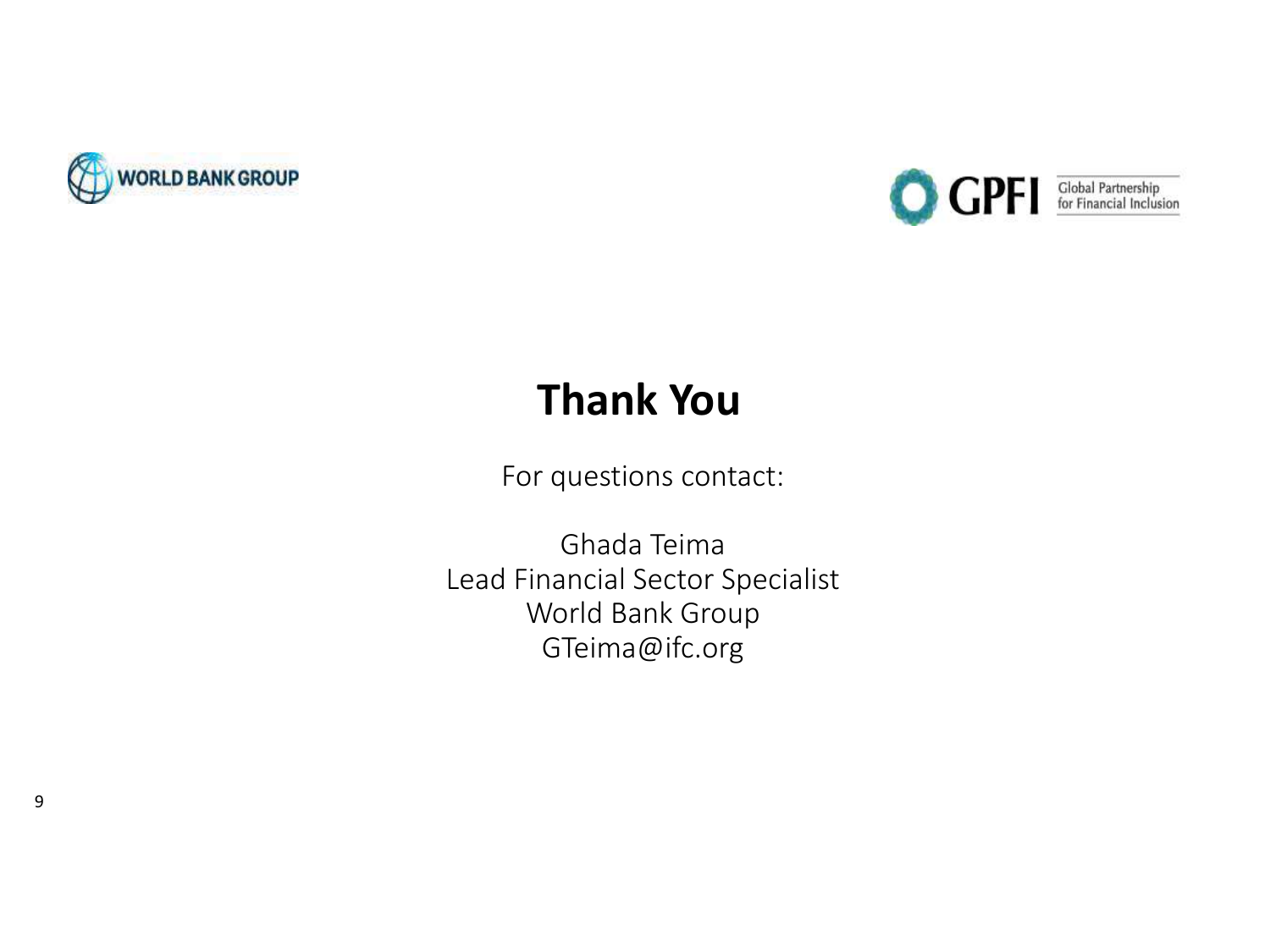# Thank You

For questions contact:

Ghada Teima
Lead Financial Sector Specialist
World Bank Group
GTeima@ifc.org